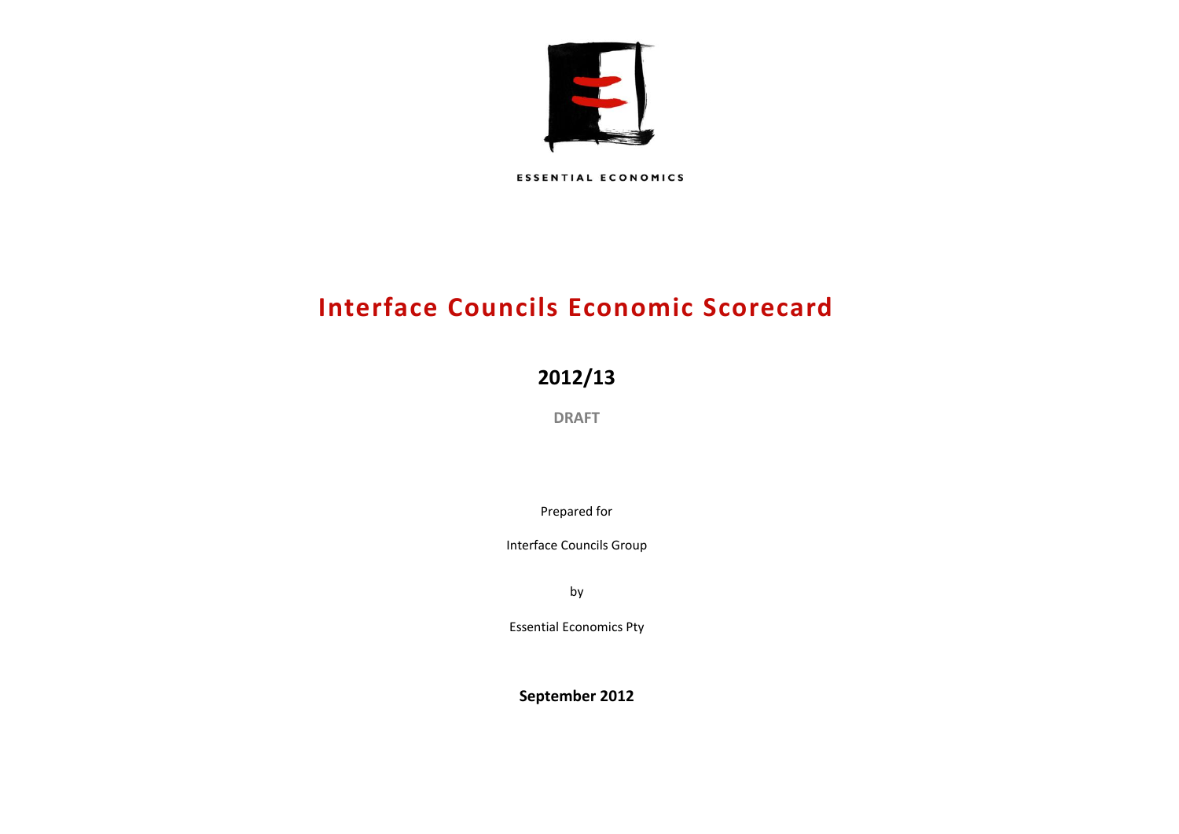ESSENTIAL ECONOMICS

# Interface Councils Economic Scorecard

## 2012/13

**DRAFT**

Prepared for

Interface Councils Group

by

Essential Economics Pty

**September 2012**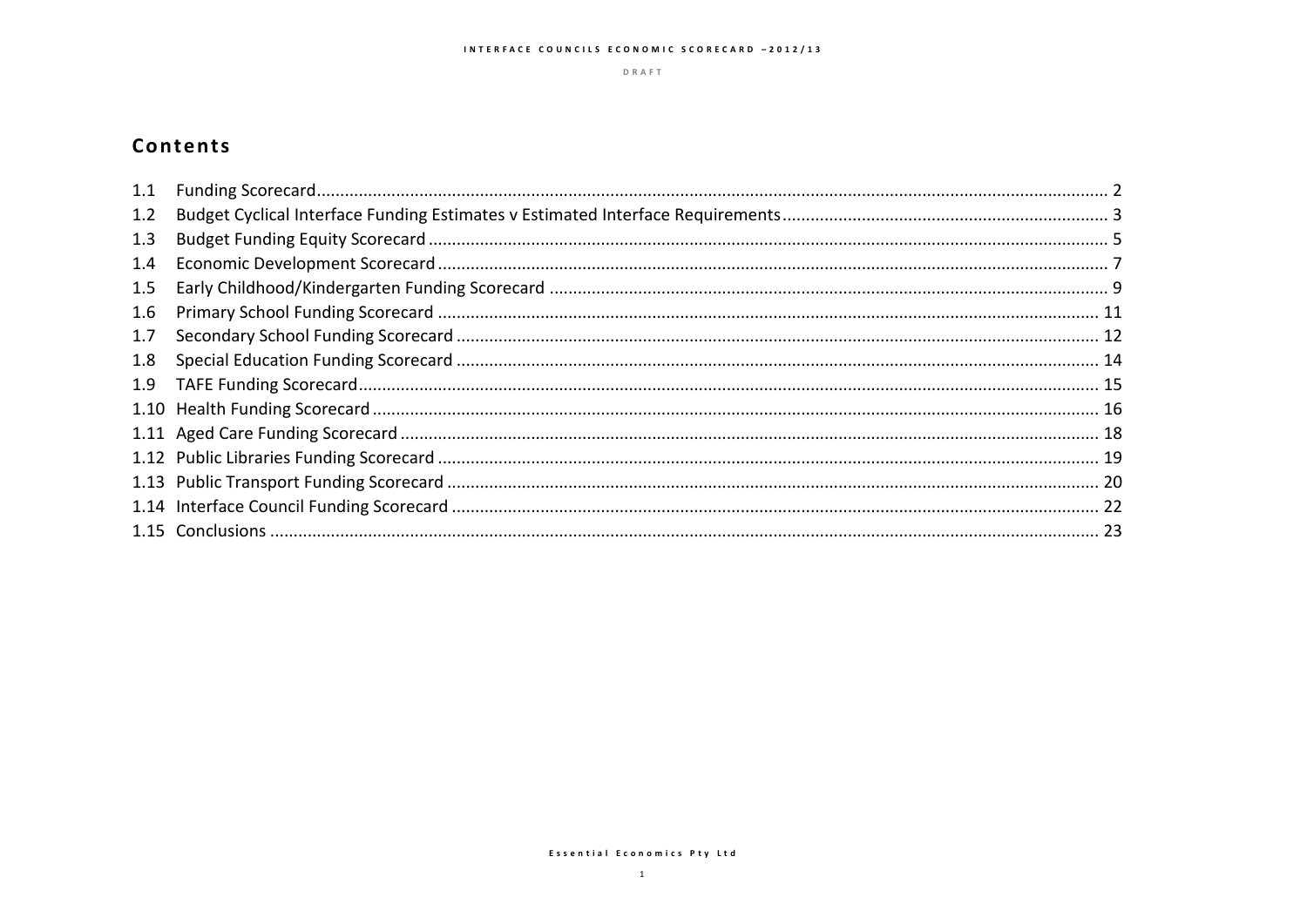## Contents

1.1 Funding Scorecard ........ 2
1.2 Budget Cyclical Interface Funding Estimates v Estimated Interface Requirements ........ 3
1.3 Budget Funding Equity Scorecard ........ 5
1.4 Economic Development Scorecard ........ 7
1.5 Early Childhood/Kindergarten Funding Scorecard ........ 9
1.6 Primary School Funding Scorecard ........ 11
1.7 Secondary School Funding Scorecard ........ 12
1.8 Special Education Funding Scorecard ........ 14
1.9 TAFE Funding Scorecard ........ 15
1.10 Health Funding Scorecard ........ 16
1.11 Aged Care Funding Scorecard ........ 18
1.12 Public Libraries Funding Scorecard ........ 19
1.13 Public Transport Funding Scorecard ........ 20
1.14 Interface Council Funding Scorecard ........ 22
1.15 Conclusions ........ 23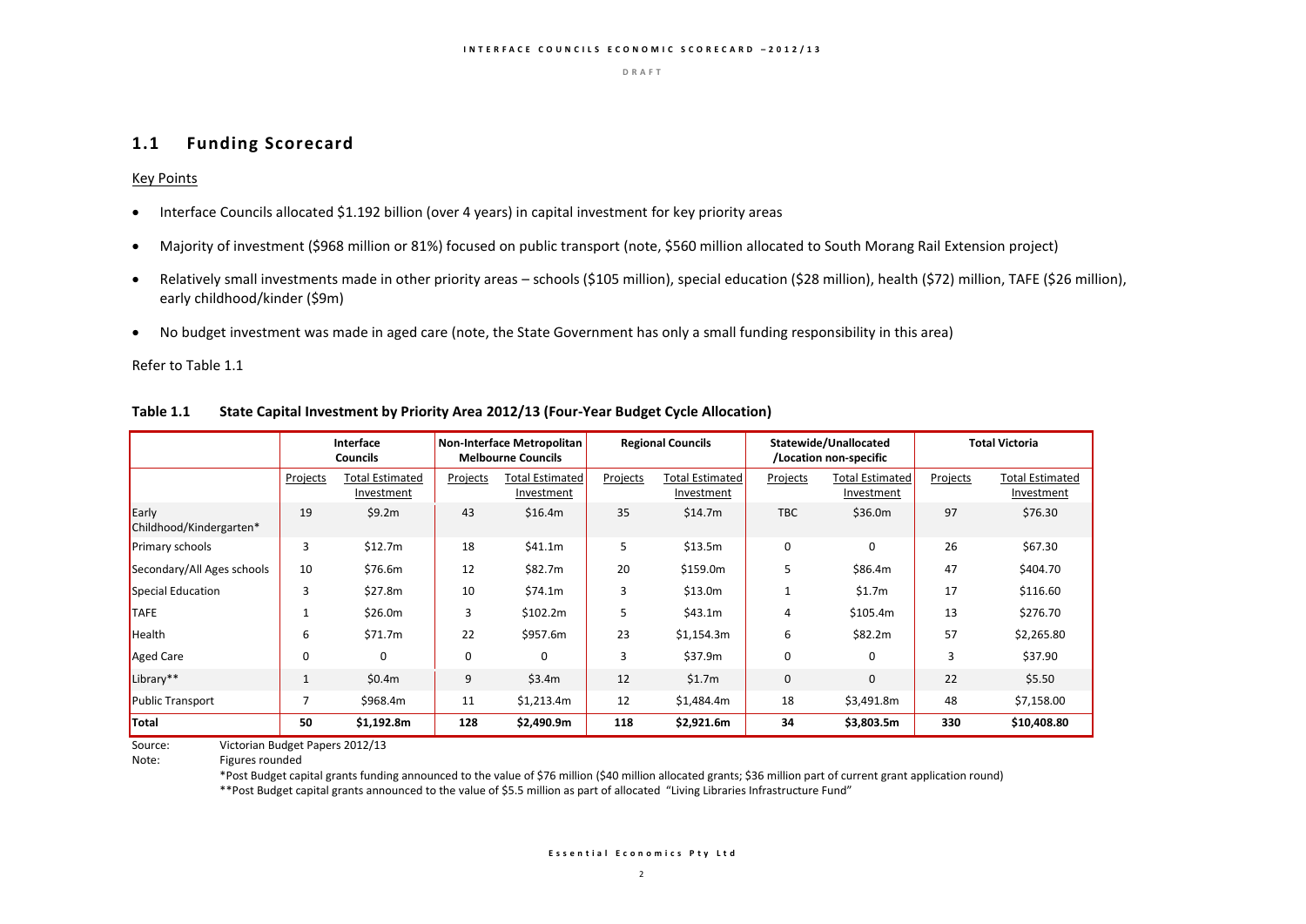## 1.1 Funding Scorecard

Key Points

- Interface Councils allocated $1.192 billion (over 4 years) in capital investment for key priority areas
- Majority of investment ($968 million or 81%) focused on public transport (note, $560 million allocated to South Morang Rail Extension project)
- Relatively small investments made in other priority areas – schools ($105 million), special education ($28 million), health ($72) million, TAFE ($26 million), early childhood/kinder ($9m)
- No budget investment was made in aged care (note, the State Government has only a small funding responsibility in this area)

Refer to Table 1.1

**Table 1.1 State Capital Investment by Priority Area 2012/13 (Four-Year Budget Cycle Allocation)**

| | Interface Councils | | Non-Interface Metropolitan Melbourne Councils | | Regional Councils | | Statewide/Unallocated /Location non-specific | | Total Victoria | |
|---|---|---|---|---|---|---|---|---|---|---|
| | Projects | Total Estimated Investment | Projects | Total Estimated Investment | Projects | Total Estimated Investment | Projects | Total Estimated Investment | Projects | Total Estimated Investment |
| Early Childhood/Kindergarten* | 19 | $9.2m | 43 | $16.4m | 35 | $14.7m | TBC | $36.0m | 97 | $76.30 |
| Primary schools | 3 | $12.7m | 18 | $41.1m | 5 | $13.5m | 0 | 0 | 26 | $67.30 |
| Secondary/All Ages schools | 10 | $76.6m | 12 | $82.7m | 20 | $159.0m | 5 | $86.4m | 47 | $404.70 |
| Special Education | 3 | $27.8m | 10 | $74.1m | 3 | $13.0m | 1 | $1.7m | 17 | $116.60 |
| TAFE | 1 | $26.0m | 3 | $102.2m | 5 | $43.1m | 4 | $105.4m | 13 | $276.70 |
| Health | 6 | $71.7m | 22 | $957.6m | 23 | $1,154.3m | 6 | $82.2m | 57 | $2,265.80 |
| Aged Care | 0 | 0 | 0 | 0 | 3 | $37.9m | 0 | 0 | 3 | $37.90 |
| Library** | 1 | $0.4m | 9 | $3.4m | 12 | $1.7m | 0 | 0 | 22 | $5.50 |
| Public Transport | 7 | $968.4m | 11 | $1,213.4m | 12 | $1,484.4m | 18 | $3,491.8m | 48 | $7,158.00 |
| **Total** | **50** | **$1,192.8m** | **128** | **$2,490.9m** | **118** | **$2,921.6m** | **34** | **$3,803.5m** | **330** | **$10,408.80** |

Source: Victorian Budget Papers 2012/13

Note: Figures rounded

*Post Budget capital grants funding announced to the value of $76 million ($40 million allocated grants; $36 million part of current grant application round)

**Post Budget capital grants announced to the value of $5.5 million as part of allocated "Living Libraries Infrastructure Fund"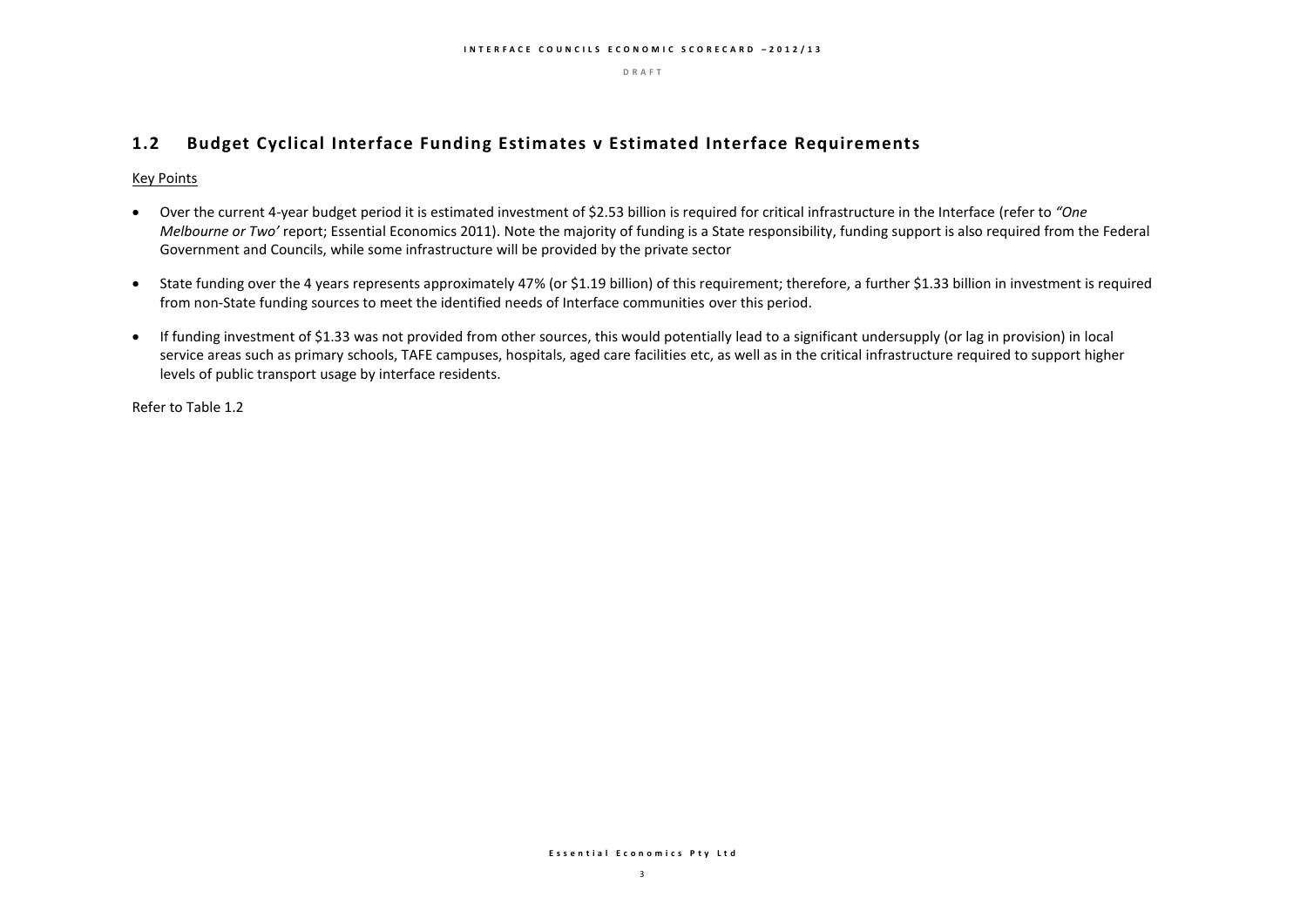## 1.2 Budget Cyclical Interface Funding Estimates v Estimated Interface Requirements

Key Points

- Over the current 4-year budget period it is estimated investment of $2.53 billion is required for critical infrastructure in the Interface (refer to *"One Melbourne or Two'* report; Essential Economics 2011). Note the majority of funding is a State responsibility, funding support is also required from the Federal Government and Councils, while some infrastructure will be provided by the private sector

- State funding over the 4 years represents approximately 47% (or $1.19 billion) of this requirement; therefore, a further $1.33 billion in investment is required from non-State funding sources to meet the identified needs of Interface communities over this period.

- If funding investment of $1.33 was not provided from other sources, this would potentially lead to a significant undersupply (or lag in provision) in local service areas such as primary schools, TAFE campuses, hospitals, aged care facilities etc, as well as in the critical infrastructure required to support higher levels of public transport usage by interface residents.

Refer to Table 1.2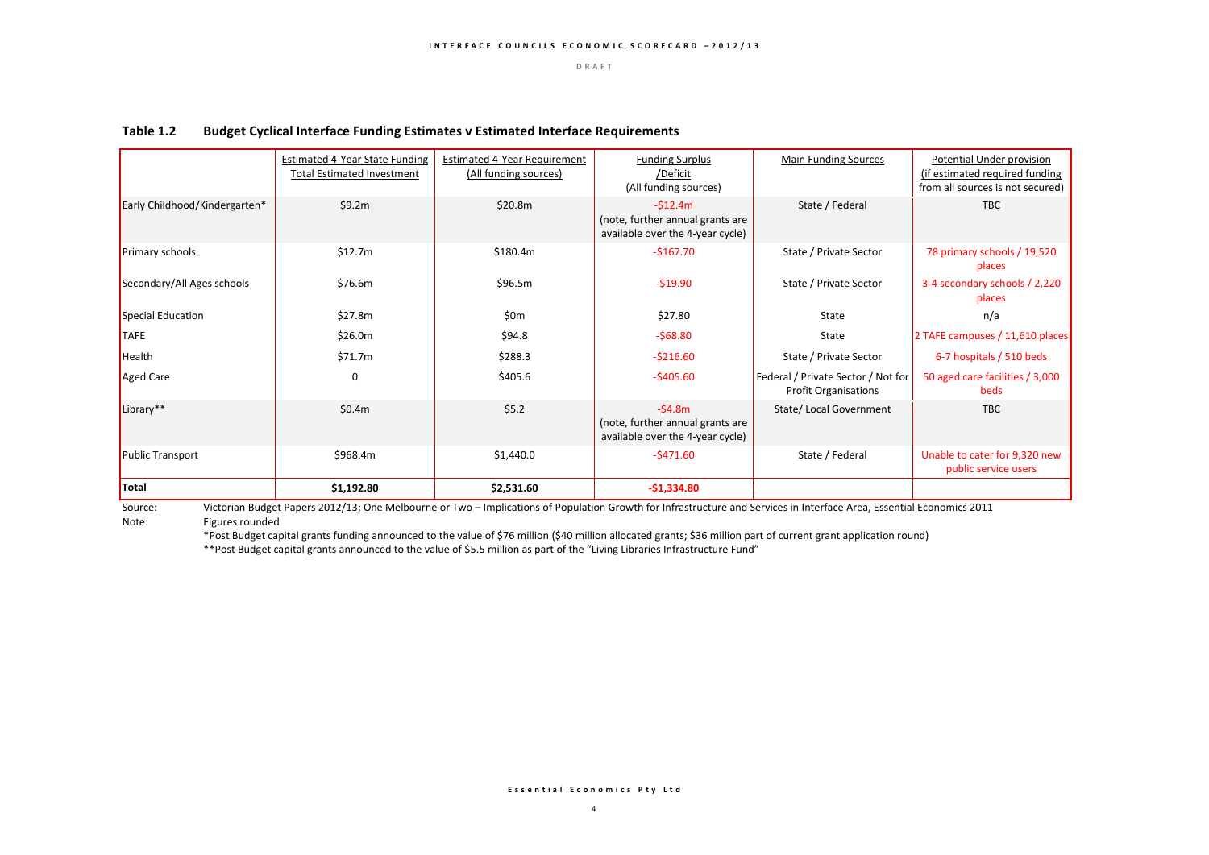## Table 1.2 Budget Cyclical Interface Funding Estimates v Estimated Interface Requirements

| | Estimated 4-Year State Funding Total Estimated Investment | Estimated 4-Year Requirement (All funding sources) | Funding Surplus /Deficit (All funding sources) | Main Funding Sources | Potential Under provision (if estimated required funding from all sources is not secured) |
|---|---|---|---|---|---|
| Early Childhood/Kindergarten* | $9.2m | $20.8m | -$12.4m (note, further annual grants are available over the 4-year cycle) | State / Federal | TBC |
| Primary schools | $12.7m | $180.4m | -$167.70 | State / Private Sector | 78 primary schools / 19,520 places |
| Secondary/All Ages schools | $76.6m | $96.5m | -$19.90 | State / Private Sector | 3-4 secondary schools / 2,220 places |
| Special Education | $27.8m | $0m | $27.80 | State | n/a |
| TAFE | $26.0m | $94.8 | -$68.80 | State | 2 TAFE campuses / 11,610 places |
| Health | $71.7m | $288.3 | -$216.60 | State / Private Sector | 6-7 hospitals / 510 beds |
| Aged Care | 0 | $405.6 | -$405.60 | Federal / Private Sector / Not for Profit Organisations | 50 aged care facilities / 3,000 beds |
| Library** | $0.4m | $5.2 | -$4.8m (note, further annual grants are available over the 4-year cycle) | State/ Local Government | TBC |
| Public Transport | $968.4m | $1,440.0 | -$471.60 | State / Federal | Unable to cater for 9,320 new public service users |
| **Total** | **$1,192.80** | **$2,531.60** | **-$1,334.80** | | |

Source: Victorian Budget Papers 2012/13; One Melbourne or Two – Implications of Population Growth for Infrastructure and Services in Interface Area, Essential Economics 2011

Note: Figures rounded

*Post Budget capital grants funding announced to the value of $76 million ($40 million allocated grants; $36 million part of current grant application round)

**Post Budget capital grants announced to the value of $5.5 million as part of the "Living Libraries Infrastructure Fund"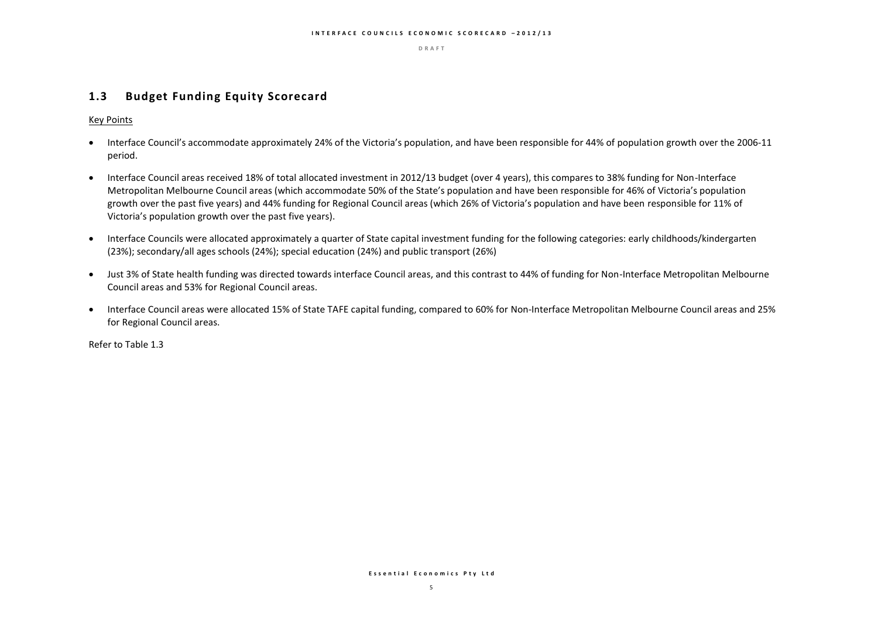## 1.3 Budget Funding Equity Scorecard

<u>Key Points</u>

- Interface Council's accommodate approximately 24% of the Victoria's population, and have been responsible for 44% of population growth over the 2006-11 period.
- Interface Council areas received 18% of total allocated investment in 2012/13 budget (over 4 years), this compares to 38% funding for Non-Interface Metropolitan Melbourne Council areas (which accommodate 50% of the State's population and have been responsible for 46% of Victoria's population growth over the past five years) and 44% funding for Regional Council areas (which 26% of Victoria's population and have been responsible for 11% of Victoria's population growth over the past five years).
- Interface Councils were allocated approximately a quarter of State capital investment funding for the following categories: early childhoods/kindergarten (23%); secondary/all ages schools (24%); special education (24%) and public transport (26%)
- Just 3% of State health funding was directed towards interface Council areas, and this contrast to 44% of funding for Non-Interface Metropolitan Melbourne Council areas and 53% for Regional Council areas.
- Interface Council areas were allocated 15% of State TAFE capital funding, compared to 60% for Non-Interface Metropolitan Melbourne Council areas and 25% for Regional Council areas.

Refer to Table 1.3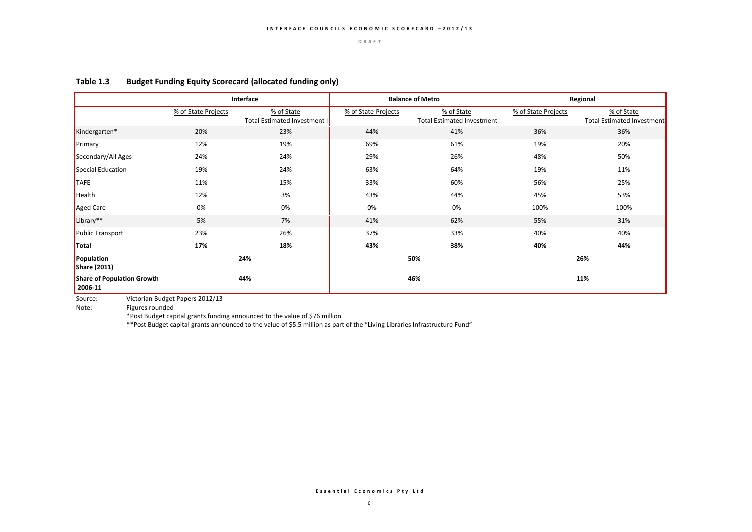## Table 1.3 Budget Funding Equity Scorecard (allocated funding only)

| | Interface | | Balance of Metro | | Regional | |
|---|---|---|---|---|---|---|
| | % of State Projects | % of State Total Estimated Investment | % of State Projects | % of State Total Estimated Investment | % of State Projects | % of State Total Estimated Investment |
| Kindergarten* | 20% | 23% | 44% | 41% | 36% | 36% |
| Primary | 12% | 19% | 69% | 61% | 19% | 20% |
| Secondary/All Ages | 24% | 24% | 29% | 26% | 48% | 50% |
| Special Education | 19% | 24% | 63% | 64% | 19% | 11% |
| TAFE | 11% | 15% | 33% | 60% | 56% | 25% |
| Health | 12% | 3% | 43% | 44% | 45% | 53% |
| Aged Care | 0% | 0% | 0% | 0% | 100% | 100% |
| Library** | 5% | 7% | 41% | 62% | 55% | 31% |
| Public Transport | 23% | 26% | 37% | 33% | 40% | 40% |
| **Total** | **17%** | **18%** | **43%** | **38%** | **40%** | **44%** |
| **Population Share (2011)** | **24%** | | **50%** | | **26%** | |
| **Share of Population Growth 2006-11** | **44%** | | **46%** | | **11%** | |

Source: Victorian Budget Papers 2012/13

Note: Figures rounded

*Post Budget capital grants funding announced to the value of $76 million

**Post Budget capital grants announced to the value of $5.5 million as part of the "Living Libraries Infrastructure Fund"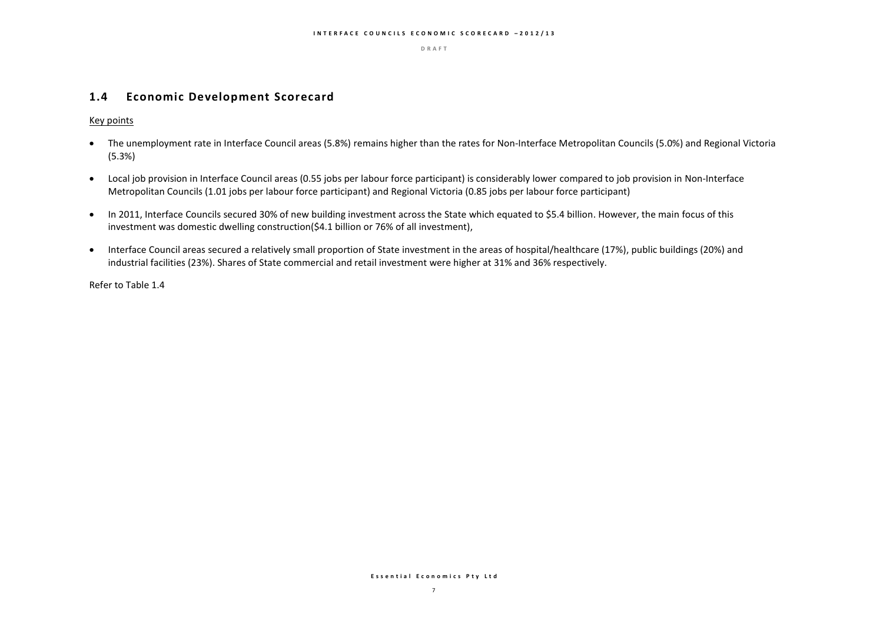## 1.4 Economic Development Scorecard

Key points

- The unemployment rate in Interface Council areas (5.8%) remains higher than the rates for Non-Interface Metropolitan Councils (5.0%) and Regional Victoria (5.3%)
- Local job provision in Interface Council areas (0.55 jobs per labour force participant) is considerably lower compared to job provision in Non-Interface Metropolitan Councils (1.01 jobs per labour force participant) and Regional Victoria (0.85 jobs per labour force participant)
- In 2011, Interface Councils secured 30% of new building investment across the State which equated to $5.4 billion. However, the main focus of this investment was domestic dwelling construction($4.1 billion or 76% of all investment),
- Interface Council areas secured a relatively small proportion of State investment in the areas of hospital/healthcare (17%), public buildings (20%) and industrial facilities (23%). Shares of State commercial and retail investment were higher at 31% and 36% respectively.

Refer to Table 1.4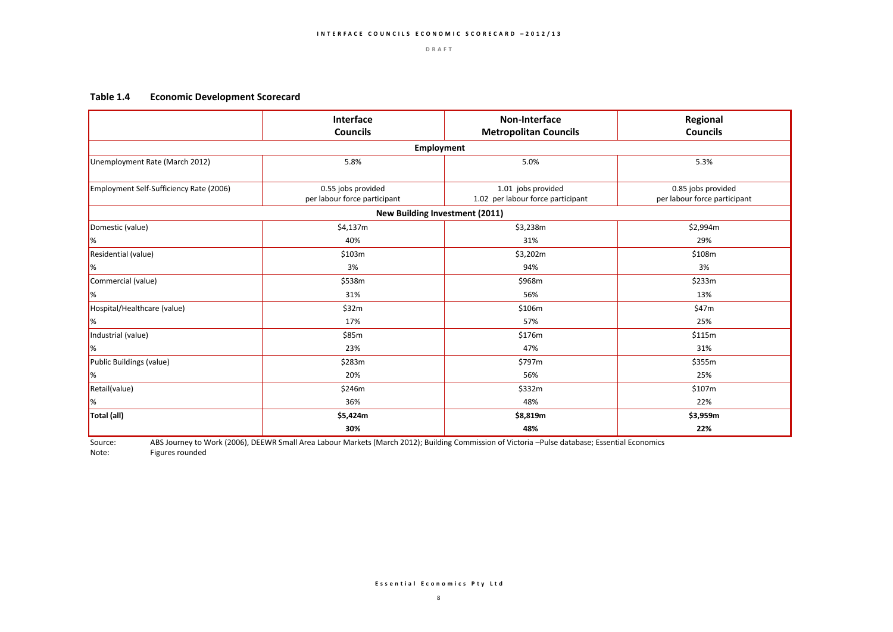**Table 1.4 Economic Development Scorecard**

| | Interface Councils | Non-Interface Metropolitan Councils | Regional Councils |
|---|---|---|---|
| **Employment** | | | |
| Unemployment Rate (March 2012) | 5.8% | 5.0% | 5.3% |
| Employment Self-Sufficiency Rate (2006) | 0.55 jobs provided per labour force participant | 1.01 jobs provided 1.02 per labour force participant | 0.85 jobs provided per labour force participant |
| **New Building Investment (2011)** | | | |
| Domestic (value) | $4,137m | $3,238m | $2,994m |
| % | 40% | 31% | 29% |
| Residential (value) | $103m | $3,202m | $108m |
| % | 3% | 94% | 3% |
| Commercial (value) | $538m | $968m | $233m |
| % | 31% | 56% | 13% |
| Hospital/Healthcare (value) | $32m | $106m | $47m |
| % | 17% | 57% | 25% |
| Industrial (value) | $85m | $176m | $115m |
| % | 23% | 47% | 31% |
| Public Buildings (value) | $283m | $797m | $355m |
| % | 20% | 56% | 25% |
| Retail(value) | $246m | $332m | $107m |
| % | 36% | 48% | 22% |
| **Total (all)** | **$5,424m** | **$8,819m** | **$3,959m** |
| | **30%** | **48%** | **22%** |

Source: ABS Journey to Work (2006), DEEWR Small Area Labour Markets (March 2012); Building Commission of Victoria –Pulse database; Essential Economics
Note: Figures rounded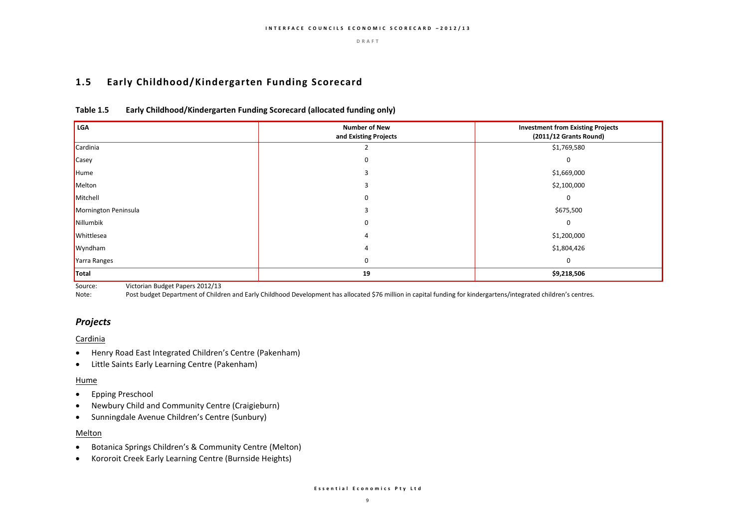## 1.5 Early Childhood/Kindergarten Funding Scorecard

**Table 1.5 Early Childhood/Kindergarten Funding Scorecard (allocated funding only)**

| LGA | Number of New and Existing Projects | Investment from Existing Projects (2011/12 Grants Round) |
|---|---|---|
| Cardinia | 2 | $1,769,580 |
| Casey | 0 | 0 |
| Hume | 3 | $1,669,000 |
| Melton | 3 | $2,100,000 |
| Mitchell | 0 | 0 |
| Mornington Peninsula | 3 | $675,500 |
| Nillumbik | 0 | 0 |
| Whittlesea | 4 | $1,200,000 |
| Wyndham | 4 | $1,804,426 |
| Yarra Ranges | 0 | 0 |
| **Total** | **19** | **$9,218,506** |

Source: Victorian Budget Papers 2012/13

Note: Post budget Department of Children and Early Childhood Development has allocated $76 million in capital funding for kindergartens/integrated children's centres.

### *Projects*

Cardinia

- Henry Road East Integrated Children's Centre (Pakenham)
- Little Saints Early Learning Centre (Pakenham)

Hume

- Epping Preschool
- Newbury Child and Community Centre (Craigieburn)
- Sunningdale Avenue Children's Centre (Sunbury)

Melton

- Botanica Springs Children's & Community Centre (Melton)
- Kororoit Creek Early Learning Centre (Burnside Heights)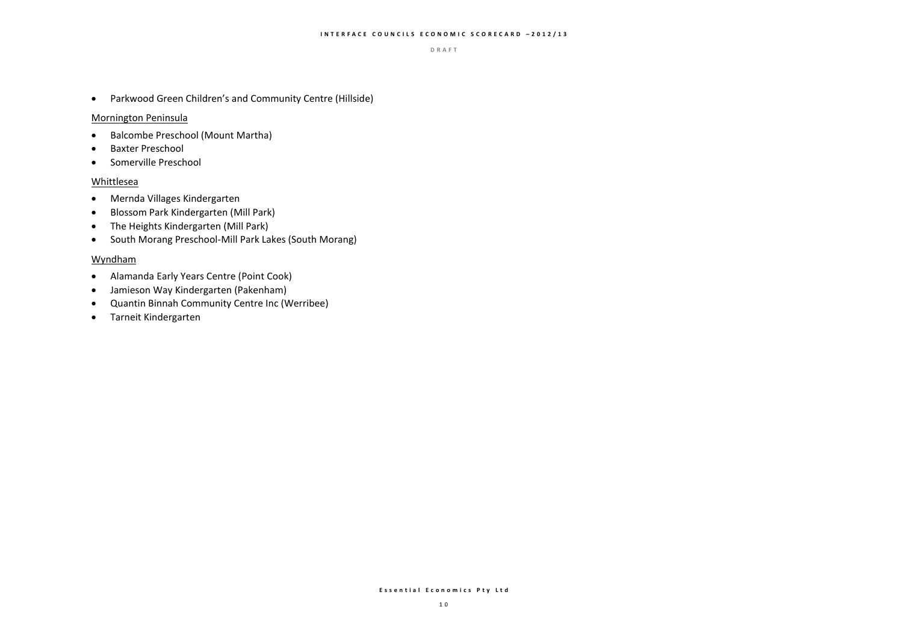- Parkwood Green Children's and Community Centre (Hillside)

Mornington Peninsula

- Balcombe Preschool (Mount Martha)
- Baxter Preschool
- Somerville Preschool

Whittlesea

- Mernda Villages Kindergarten
- Blossom Park Kindergarten (Mill Park)
- The Heights Kindergarten (Mill Park)
- South Morang Preschool-Mill Park Lakes (South Morang)

Wyndham

- Alamanda Early Years Centre (Point Cook)
- Jamieson Way Kindergarten (Pakenham)
- Quantin Binnah Community Centre Inc (Werribee)
- Tarneit Kindergarten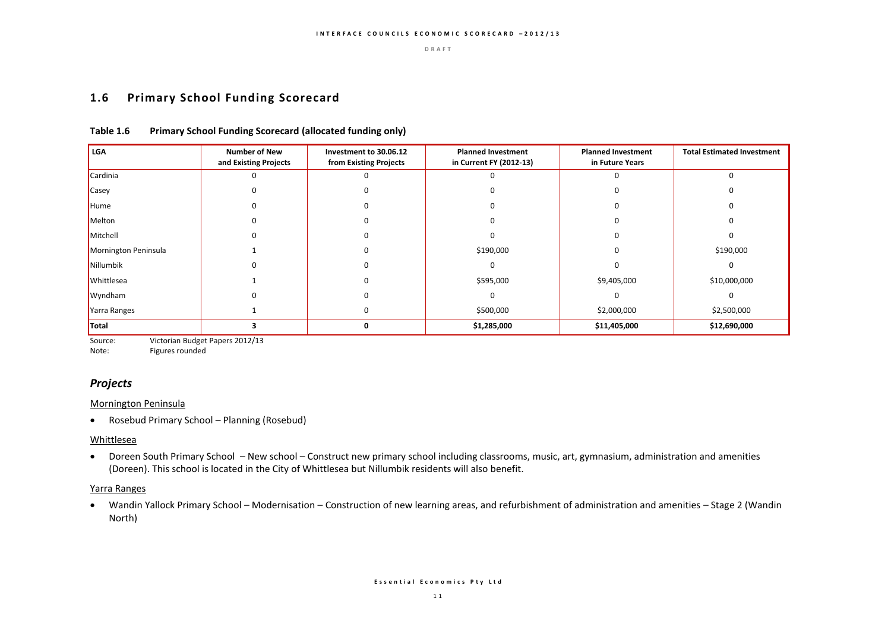## 1.6 Primary School Funding Scorecard

**Table 1.6 Primary School Funding Scorecard (allocated funding only)**

| LGA | Number of New and Existing Projects | Investment to 30.06.12 from Existing Projects | Planned Investment in Current FY (2012-13) | Planned Investment in Future Years | Total Estimated Investment |
|---|---|---|---|---|---|
| Cardinia | 0 | 0 | 0 | 0 | 0 |
| Casey | 0 | 0 | 0 | 0 | 0 |
| Hume | 0 | 0 | 0 | 0 | 0 |
| Melton | 0 | 0 | 0 | 0 | 0 |
| Mitchell | 0 | 0 | 0 | 0 | 0 |
| Mornington Peninsula | 1 | 0 | $190,000 | 0 | $190,000 |
| Nillumbik | 0 | 0 | 0 | 0 | 0 |
| Whittlesea | 1 | 0 | $595,000 | $9,405,000 | $10,000,000 |
| Wyndham | 0 | 0 | 0 | 0 | 0 |
| Yarra Ranges | 1 | 0 | $500,000 | $2,000,000 | $2,500,000 |
| **Total** | **3** | **0** | **$1,285,000** | **$11,405,000** | **$12,690,000** |

Source: Victorian Budget Papers 2012/13
Note: Figures rounded

### *Projects*

Mornington Peninsula

- Rosebud Primary School – Planning (Rosebud)

Whittlesea

- Doreen South Primary School – New school – Construct new primary school including classrooms, music, art, gymnasium, administration and amenities (Doreen). This school is located in the City of Whittlesea but Nillumbik residents will also benefit.

Yarra Ranges

- Wandin Yallock Primary School – Modernisation – Construction of new learning areas, and refurbishment of administration and amenities – Stage 2 (Wandin North)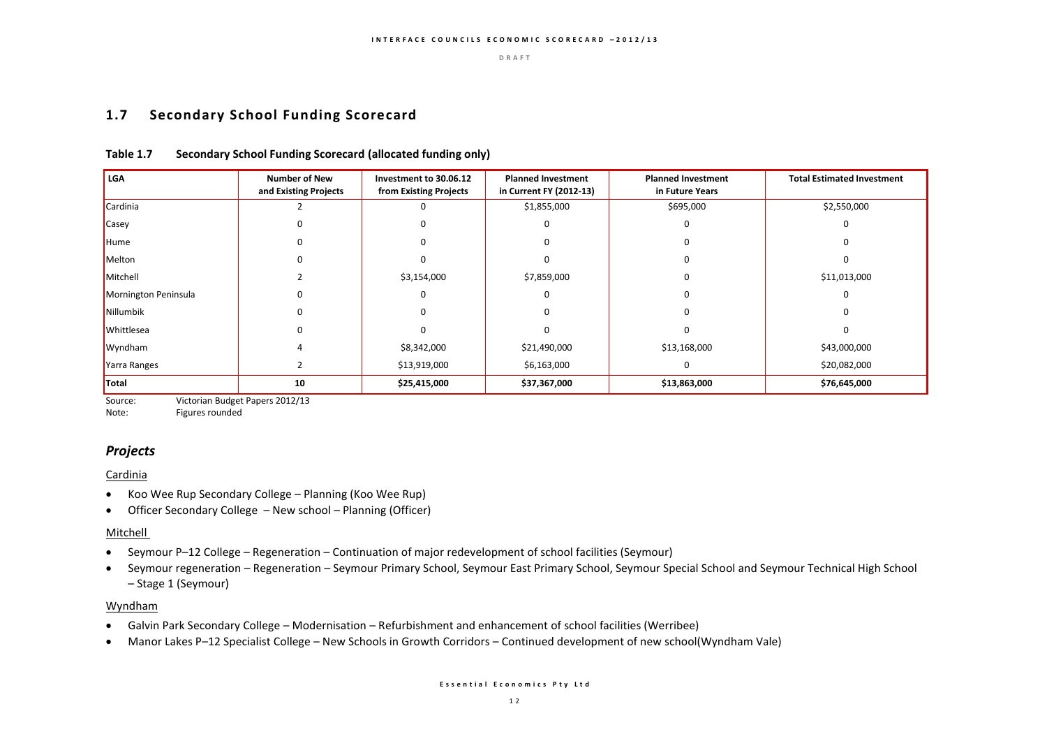## 1.7 Secondary School Funding Scorecard

**Table 1.7 Secondary School Funding Scorecard (allocated funding only)**

| LGA | Number of New and Existing Projects | Investment to 30.06.12 from Existing Projects | Planned Investment in Current FY (2012-13) | Planned Investment in Future Years | Total Estimated Investment |
|---|---|---|---|---|---|
| Cardinia | 2 | 0 | $1,855,000 | $695,000 | $2,550,000 |
| Casey | 0 | 0 | 0 | 0 | 0 |
| Hume | 0 | 0 | 0 | 0 | 0 |
| Melton | 0 | 0 | 0 | 0 | 0 |
| Mitchell | 2 | $3,154,000 | $7,859,000 | 0 | $11,013,000 |
| Mornington Peninsula | 0 | 0 | 0 | 0 | 0 |
| Nillumbik | 0 | 0 | 0 | 0 | 0 |
| Whittlesea | 0 | 0 | 0 | 0 | 0 |
| Wyndham | 4 | $8,342,000 | $21,490,000 | $13,168,000 | $43,000,000 |
| Yarra Ranges | 2 | $13,919,000 | $6,163,000 | 0 | $20,082,000 |
| **Total** | **10** | **$25,415,000** | **$37,367,000** | **$13,863,000** | **$76,645,000** |

Source: Victorian Budget Papers 2012/13
Note: Figures rounded

### *Projects*

Cardinia

- Koo Wee Rup Secondary College – Planning (Koo Wee Rup)
- Officer Secondary College – New school – Planning (Officer)

Mitchell

- Seymour P–12 College – Regeneration – Continuation of major redevelopment of school facilities (Seymour)
- Seymour regeneration – Regeneration – Seymour Primary School, Seymour East Primary School, Seymour Special School and Seymour Technical High School – Stage 1 (Seymour)

Wyndham

- Galvin Park Secondary College – Modernisation – Refurbishment and enhancement of school facilities (Werribee)
- Manor Lakes P–12 Specialist College – New Schools in Growth Corridors – Continued development of new school(Wyndham Vale)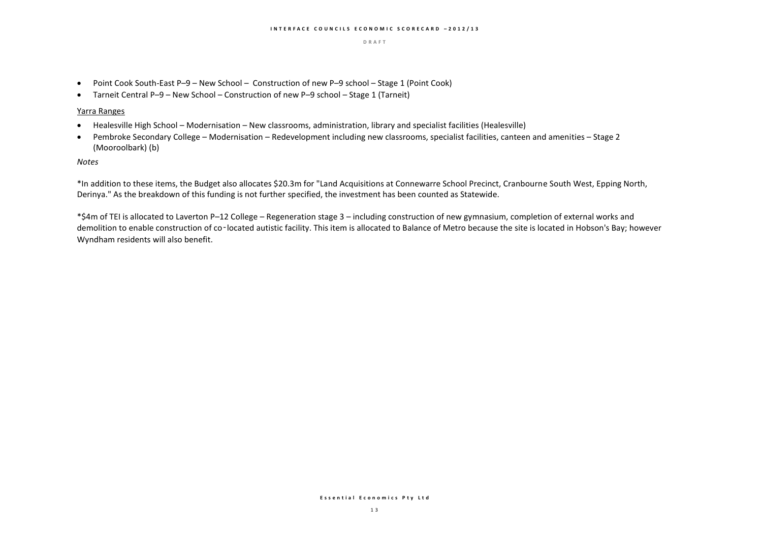- Point Cook South-East P–9 – New School – Construction of new P–9 school – Stage 1 (Point Cook)
- Tarneit Central P–9 – New School – Construction of new P–9 school – Stage 1 (Tarneit)

Yarra Ranges

- Healesville High School – Modernisation – New classrooms, administration, library and specialist facilities (Healesville)
- Pembroke Secondary College – Modernisation – Redevelopment including new classrooms, specialist facilities, canteen and amenities – Stage 2 (Mooroolbark) (b)

*Notes*

*In addition to these items, the Budget also allocates $20.3m for "Land Acquisitions at Connewarre School Precinct, Cranbourne South West, Epping North, Derinya." As the breakdown of this funding is not further specified, the investment has been counted as Statewide.

*$4m of TEI is allocated to Laverton P–12 College – Regeneration stage 3 – including construction of new gymnasium, completion of external works and demolition to enable construction of co-located autistic facility. This item is allocated to Balance of Metro because the site is located in Hobson's Bay; however Wyndham residents will also benefit.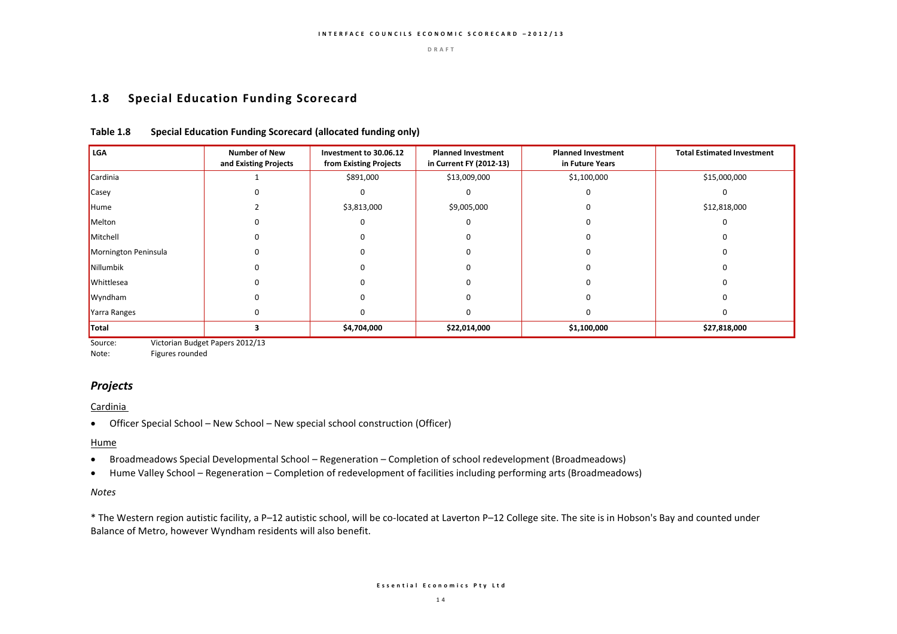## 1.8 Special Education Funding Scorecard

**Table 1.8 Special Education Funding Scorecard (allocated funding only)**

| LGA | Number of New and Existing Projects | Investment to 30.06.12 from Existing Projects | Planned Investment in Current FY (2012-13) | Planned Investment in Future Years | Total Estimated Investment |
|---|---|---|---|---|---|
| Cardinia | 1 | \$891,000 | \$13,009,000 | \$1,100,000 | \$15,000,000 |
| Casey | 0 | 0 | 0 | 0 | 0 |
| Hume | 2 | \$3,813,000 | \$9,005,000 | 0 | \$12,818,000 |
| Melton | 0 | 0 | 0 | 0 | 0 |
| Mitchell | 0 | 0 | 0 | 0 | 0 |
| Mornington Peninsula | 0 | 0 | 0 | 0 | 0 |
| Nillumbik | 0 | 0 | 0 | 0 | 0 |
| Whittlesea | 0 | 0 | 0 | 0 | 0 |
| Wyndham | 0 | 0 | 0 | 0 | 0 |
| Yarra Ranges | 0 | 0 | 0 | 0 | 0 |
| **Total** | **3** | **\$4,704,000** | **\$22,014,000** | **\$1,100,000** | **\$27,818,000** |

Source: Victorian Budget Papers 2012/13
Note: Figures rounded

### *Projects*

Cardinia

- Officer Special School – New School – New special school construction (Officer)

Hume

- Broadmeadows Special Developmental School – Regeneration – Completion of school redevelopment (Broadmeadows)
- Hume Valley School – Regeneration – Completion of redevelopment of facilities including performing arts (Broadmeadows)

*Notes*

* The Western region autistic facility, a P–12 autistic school, will be co-located at Laverton P–12 College site. The site is in Hobson's Bay and counted under Balance of Metro, however Wyndham residents will also benefit.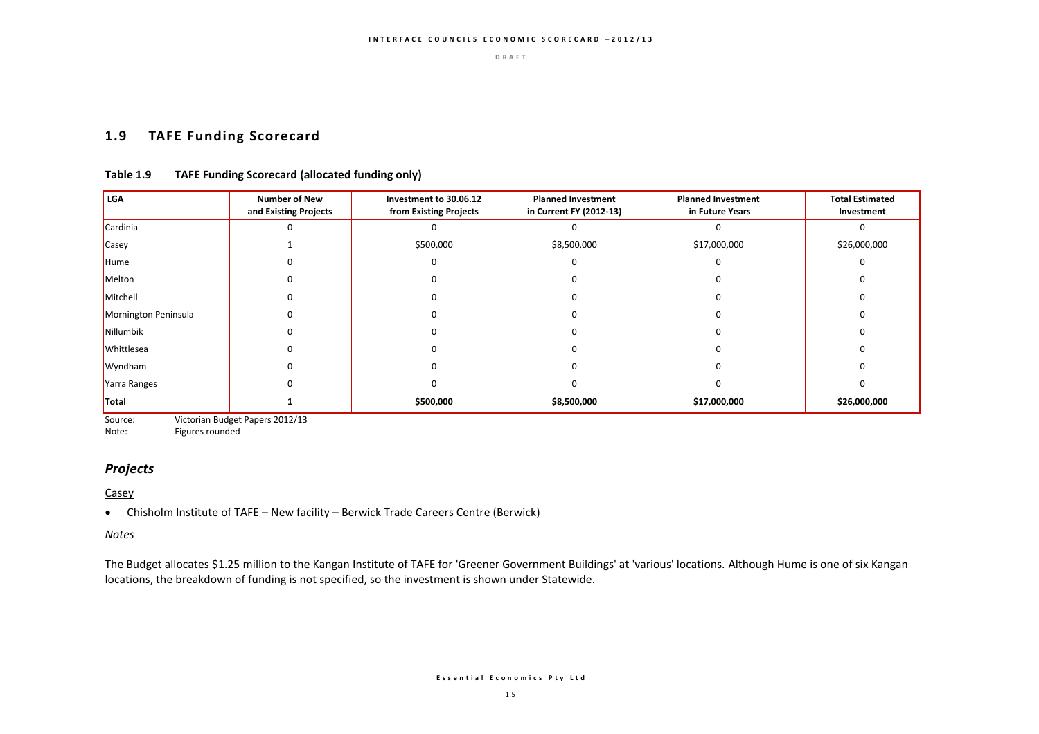## 1.9 TAFE Funding Scorecard

**Table 1.9 TAFE Funding Scorecard (allocated funding only)**

| LGA | Number of New and Existing Projects | Investment to 30.06.12 from Existing Projects | Planned Investment in Current FY (2012-13) | Planned Investment in Future Years | Total Estimated Investment |
|---|---|---|---|---|---|
| Cardinia | 0 | 0 | 0 | 0 | 0 |
| Casey | 1 | $500,000 | $8,500,000 | $17,000,000 | $26,000,000 |
| Hume | 0 | 0 | 0 | 0 | 0 |
| Melton | 0 | 0 | 0 | 0 | 0 |
| Mitchell | 0 | 0 | 0 | 0 | 0 |
| Mornington Peninsula | 0 | 0 | 0 | 0 | 0 |
| Nillumbik | 0 | 0 | 0 | 0 | 0 |
| Whittlesea | 0 | 0 | 0 | 0 | 0 |
| Wyndham | 0 | 0 | 0 | 0 | 0 |
| Yarra Ranges | 0 | 0 | 0 | 0 | 0 |
| **Total** | **1** | **$500,000** | **$8,500,000** | **$17,000,000** | **$26,000,000** |

Source: Victorian Budget Papers 2012/13
Note: Figures rounded

### *Projects*

Casey

- Chisholm Institute of TAFE – New facility – Berwick Trade Careers Centre (Berwick)

*Notes*

The Budget allocates $1.25 million to the Kangan Institute of TAFE for 'Greener Government Buildings' at 'various' locations. Although Hume is one of six Kangan locations, the breakdown of funding is not specified, so the investment is shown under Statewide.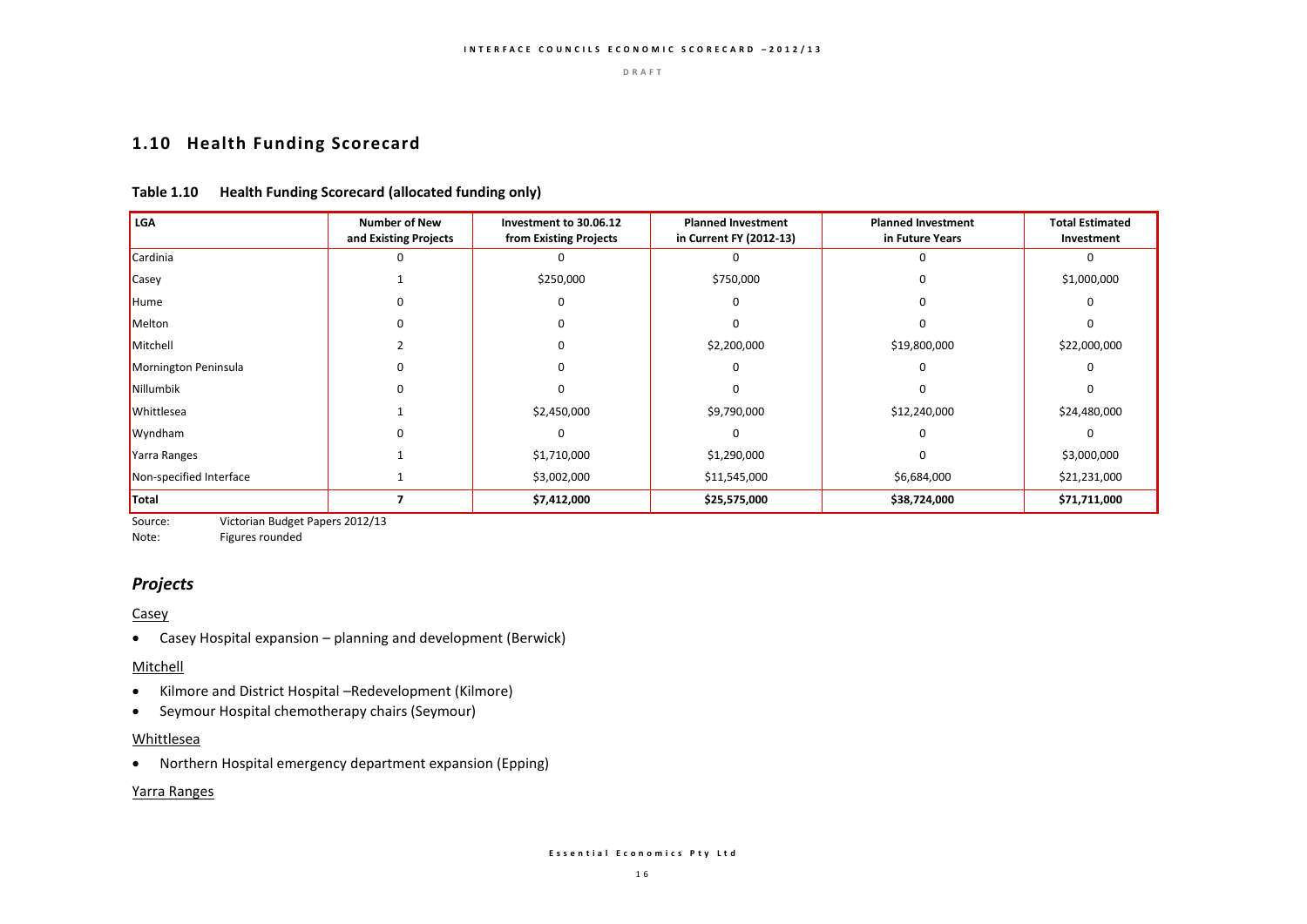## 1.10 Health Funding Scorecard

**Table 1.10 Health Funding Scorecard (allocated funding only)**

| LGA | Number of New and Existing Projects | Investment to 30.06.12 from Existing Projects | Planned Investment in Current FY (2012-13) | Planned Investment in Future Years | Total Estimated Investment |
|---|---|---|---|---|---|
| Cardinia | 0 | 0 | 0 | 0 | 0 |
| Casey | 1 | $250,000 | $750,000 | 0 | $1,000,000 |
| Hume | 0 | 0 | 0 | 0 | 0 |
| Melton | 0 | 0 | 0 | 0 | 0 |
| Mitchell | 2 | 0 | $2,200,000 | $19,800,000 | $22,000,000 |
| Mornington Peninsula | 0 | 0 | 0 | 0 | 0 |
| Nillumbik | 0 | 0 | 0 | 0 | 0 |
| Whittlesea | 1 | $2,450,000 | $9,790,000 | $12,240,000 | $24,480,000 |
| Wyndham | 0 | 0 | 0 | 0 | 0 |
| Yarra Ranges | 1 | $1,710,000 | $1,290,000 | 0 | $3,000,000 |
| Non-specified Interface | 1 | $3,002,000 | $11,545,000 | $6,684,000 | $21,231,000 |
| **Total** | **7** | **$7,412,000** | **$25,575,000** | **$38,724,000** | **$71,711,000** |

Source: Victorian Budget Papers 2012/13
Note: Figures rounded

### *Projects*

Casey

- Casey Hospital expansion – planning and development (Berwick)

Mitchell

- Kilmore and District Hospital –Redevelopment (Kilmore)
- Seymour Hospital chemotherapy chairs (Seymour)

Whittlesea

- Northern Hospital emergency department expansion (Epping)

Yarra Ranges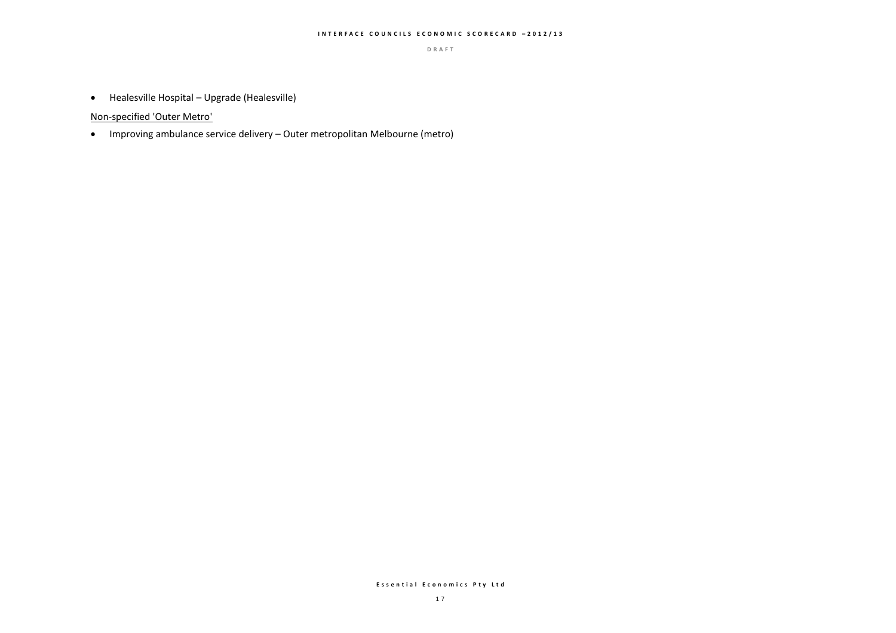- Healesville Hospital – Upgrade (Healesville)

<u>Non-specified 'Outer Metro'</u>

- Improving ambulance service delivery – Outer metropolitan Melbourne (metro)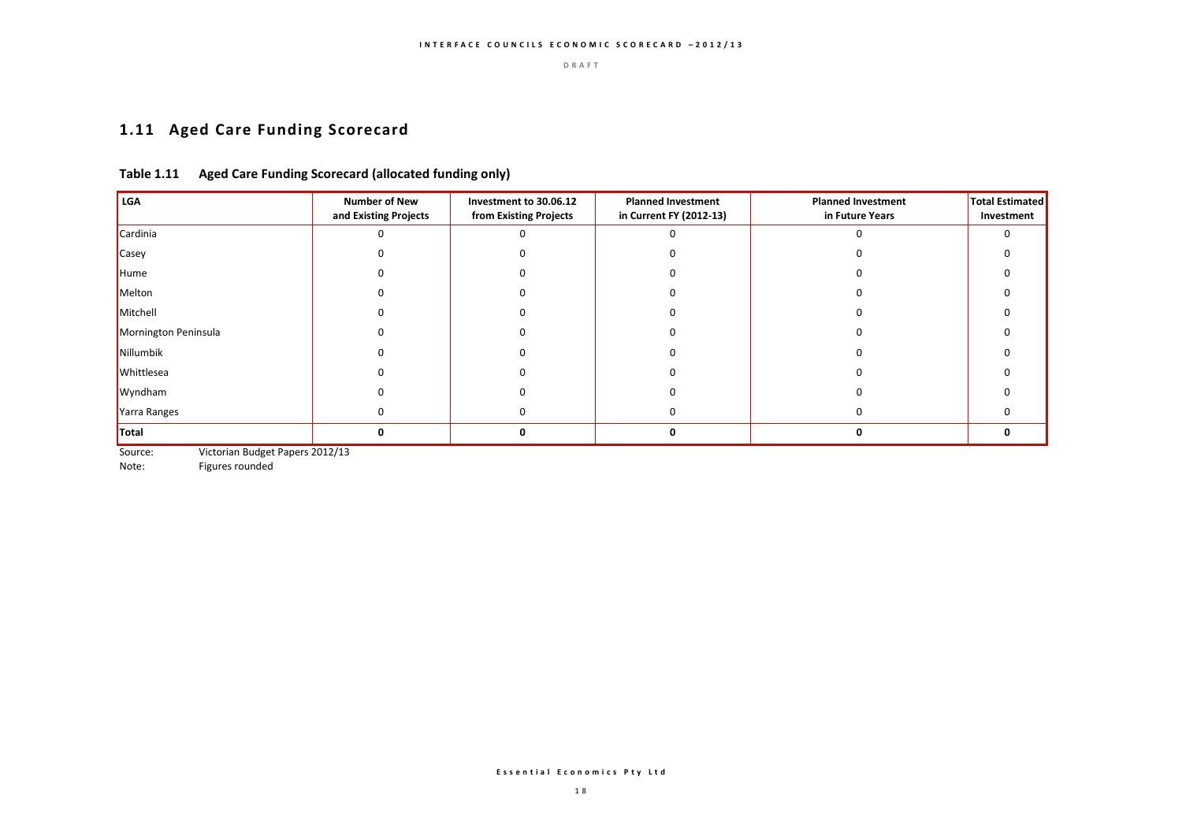## 1.11 Aged Care Funding Scorecard

**Table 1.11 Aged Care Funding Scorecard (allocated funding only)**

| LGA | Number of New and Existing Projects | Investment to 30.06.12 from Existing Projects | Planned Investment in Current FY (2012-13) | Planned Investment in Future Years | Total Estimated Investment |
|---|---|---|---|---|---|
| Cardinia | 0 | 0 | 0 | 0 | 0 |
| Casey | 0 | 0 | 0 | 0 | 0 |
| Hume | 0 | 0 | 0 | 0 | 0 |
| Melton | 0 | 0 | 0 | 0 | 0 |
| Mitchell | 0 | 0 | 0 | 0 | 0 |
| Mornington Peninsula | 0 | 0 | 0 | 0 | 0 |
| Nillumbik | 0 | 0 | 0 | 0 | 0 |
| Whittlesea | 0 | 0 | 0 | 0 | 0 |
| Wyndham | 0 | 0 | 0 | 0 | 0 |
| Yarra Ranges | 0 | 0 | 0 | 0 | 0 |
| **Total** | **0** | **0** | **0** | **0** | **0** |

Source: Victorian Budget Papers 2012/13

Note: Figures rounded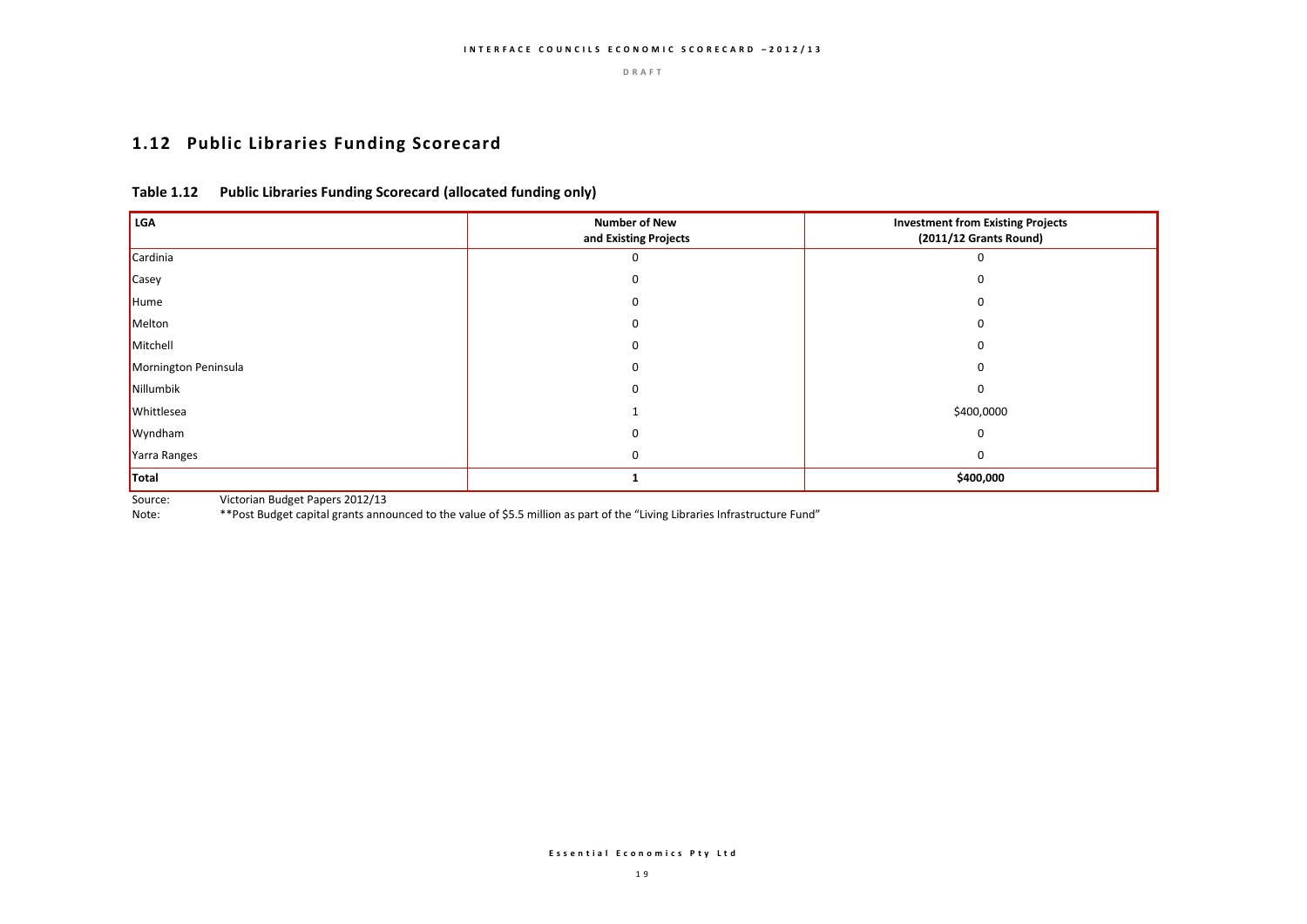## 1.12 Public Libraries Funding Scorecard

### Table 1.12 Public Libraries Funding Scorecard (allocated funding only)

| LGA | Number of New and Existing Projects | Investment from Existing Projects (2011/12 Grants Round) |
|---|---|---|
| Cardinia | 0 | 0 |
| Casey | 0 | 0 |
| Hume | 0 | 0 |
| Melton | 0 | 0 |
| Mitchell | 0 | 0 |
| Mornington Peninsula | 0 | 0 |
| Nillumbik | 0 | 0 |
| Whittlesea | 1 | $400,0000 |
| Wyndham | 0 | 0 |
| Yarra Ranges | 0 | 0 |
| **Total** | **1** | **$400,000** |

Source: Victorian Budget Papers 2012/13

Note: **Post Budget capital grants announced to the value of $5.5 million as part of the "Living Libraries Infrastructure Fund"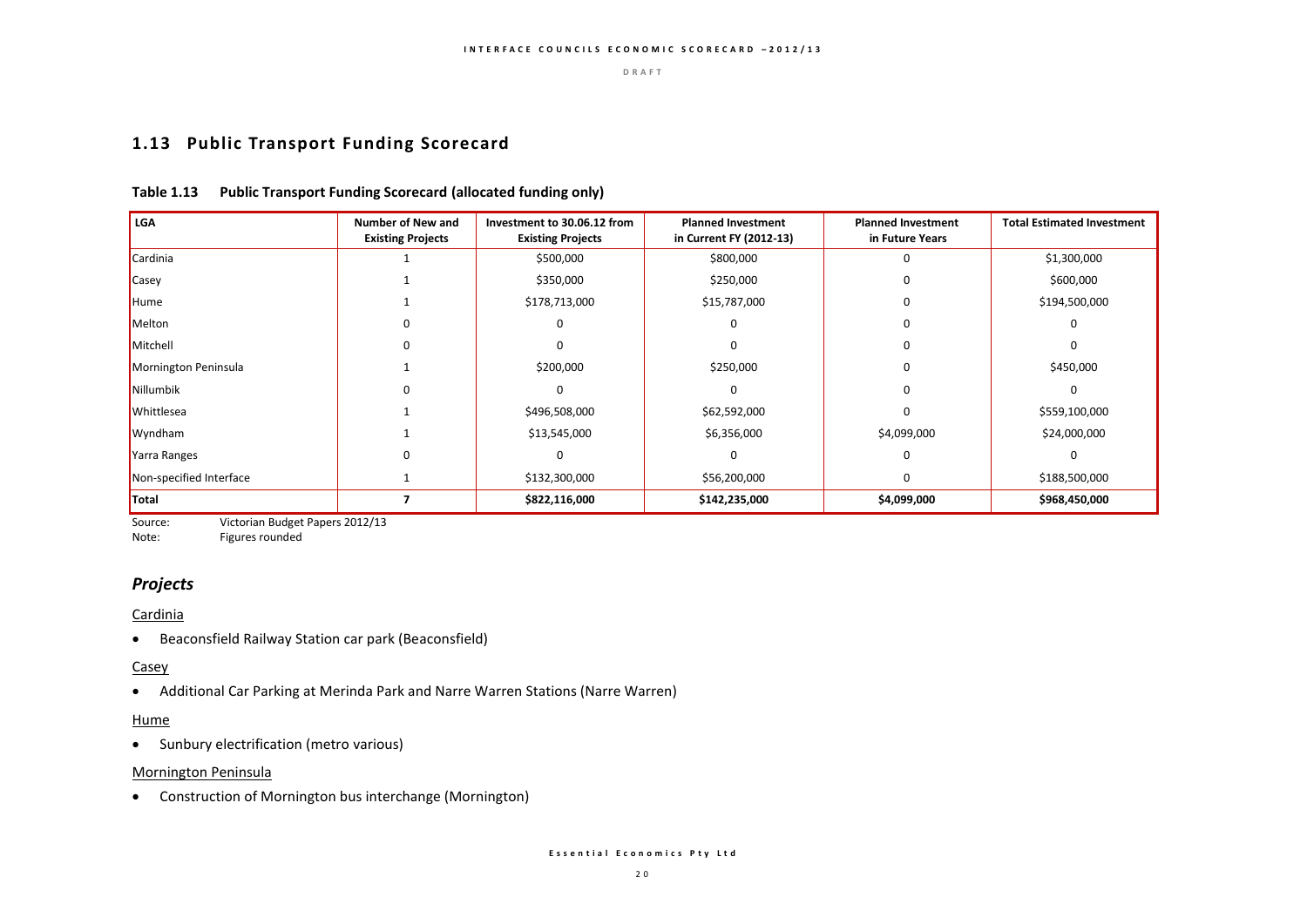## 1.13 Public Transport Funding Scorecard

**Table 1.13 Public Transport Funding Scorecard (allocated funding only)**

| LGA | Number of New and Existing Projects | Investment to 30.06.12 from Existing Projects | Planned Investment in Current FY (2012-13) | Planned Investment in Future Years | Total Estimated Investment |
|---|---|---|---|---|---|
| Cardinia | 1 | $500,000 | $800,000 | 0 | $1,300,000 |
| Casey | 1 | $350,000 | $250,000 | 0 | $600,000 |
| Hume | 1 | $178,713,000 | $15,787,000 | 0 | $194,500,000 |
| Melton | 0 | 0 | 0 | 0 | 0 |
| Mitchell | 0 | 0 | 0 | 0 | 0 |
| Mornington Peninsula | 1 | $200,000 | $250,000 | 0 | $450,000 |
| Nillumbik | 0 | 0 | 0 | 0 | 0 |
| Whittlesea | 1 | $496,508,000 | $62,592,000 | 0 | $559,100,000 |
| Wyndham | 1 | $13,545,000 | $6,356,000 | $4,099,000 | $24,000,000 |
| Yarra Ranges | 0 | 0 | 0 | 0 | 0 |
| Non-specified Interface | 1 | $132,300,000 | $56,200,000 | 0 | $188,500,000 |
| **Total** | **7** | **$822,116,000** | **$142,235,000** | **$4,099,000** | **$968,450,000** |

Source: Victorian Budget Papers 2012/13
Note: Figures rounded

### *Projects*

Cardinia

- Beaconsfield Railway Station car park (Beaconsfield)

Casey

- Additional Car Parking at Merinda Park and Narre Warren Stations (Narre Warren)

Hume

- Sunbury electrification (metro various)

Mornington Peninsula

- Construction of Mornington bus interchange (Mornington)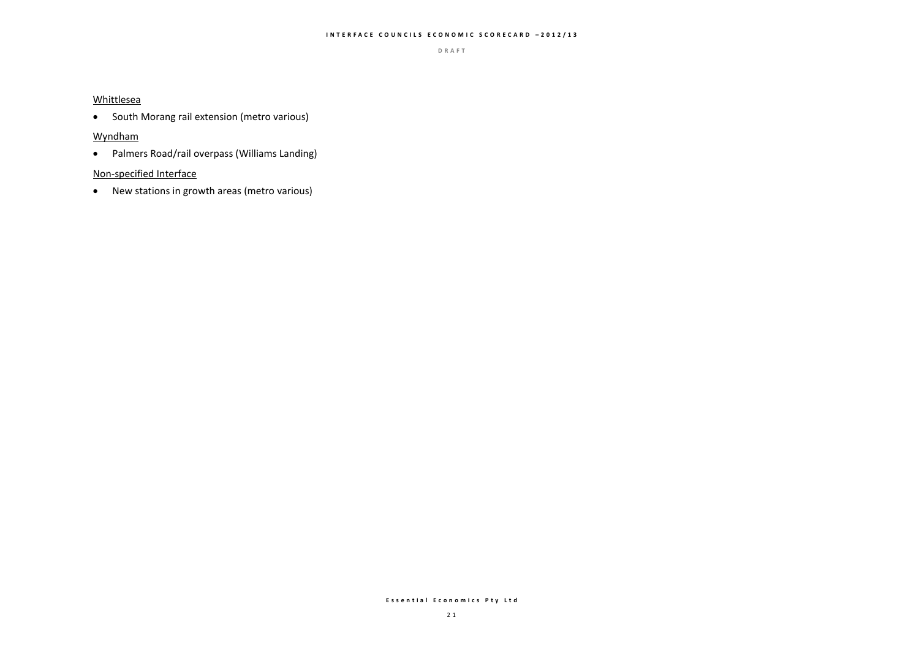<u>Whittlesea</u>

- South Morang rail extension (metro various)

<u>Wyndham</u>

- Palmers Road/rail overpass (Williams Landing)

<u>Non-specified Interface</u>

- New stations in growth areas (metro various)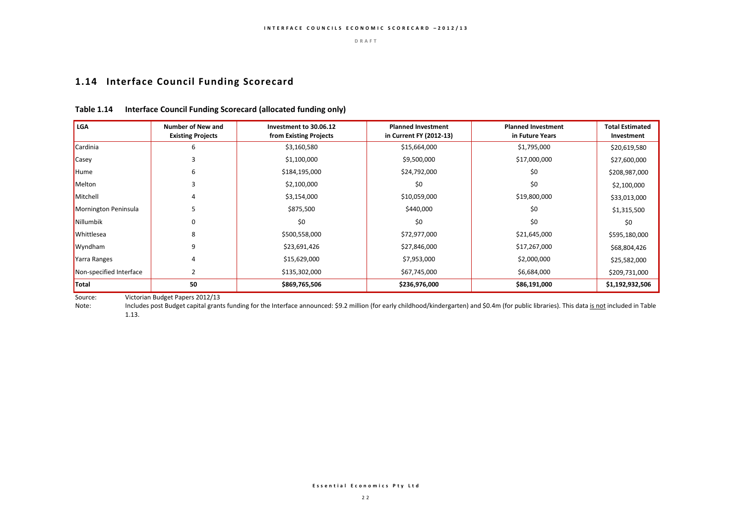## 1.14 Interface Council Funding Scorecard

**Table 1.14 Interface Council Funding Scorecard (allocated funding only)**

| LGA | Number of New and Existing Projects | Investment to 30.06.12 from Existing Projects | Planned Investment in Current FY (2012-13) | Planned Investment in Future Years | Total Estimated Investment |
|---|---|---|---|---|---|
| Cardinia | 6 | $3,160,580 | $15,664,000 | $1,795,000 | $20,619,580 |
| Casey | 3 | $1,100,000 | $9,500,000 | $17,000,000 | $27,600,000 |
| Hume | 6 | $184,195,000 | $24,792,000 | $0 | $208,987,000 |
| Melton | 3 | $2,100,000 | $0 | $0 | $2,100,000 |
| Mitchell | 4 | $3,154,000 | $10,059,000 | $19,800,000 | $33,013,000 |
| Mornington Peninsula | 5 | $875,500 | $440,000 | $0 | $1,315,500 |
| Nillumbik | 0 | $0 | $0 | $0 | $0 |
| Whittlesea | 8 | $500,558,000 | $72,977,000 | $21,645,000 | $595,180,000 |
| Wyndham | 9 | $23,691,426 | $27,846,000 | $17,267,000 | $68,804,426 |
| Yarra Ranges | 4 | $15,629,000 | $7,953,000 | $2,000,000 | $25,582,000 |
| Non-specified Interface | 2 | $135,302,000 | $67,745,000 | $6,684,000 | $209,731,000 |
| **Total** | **50** | **$869,765,506** | **$236,976,000** | **$86,191,000** | **$1,192,932,506** |

Source: Victorian Budget Papers 2012/13

Note: Includes post Budget capital grants funding for the Interface announced: $9.2 million (for early childhood/kindergarten) and $0.4m (for public libraries). This data is not included in Table 1.13.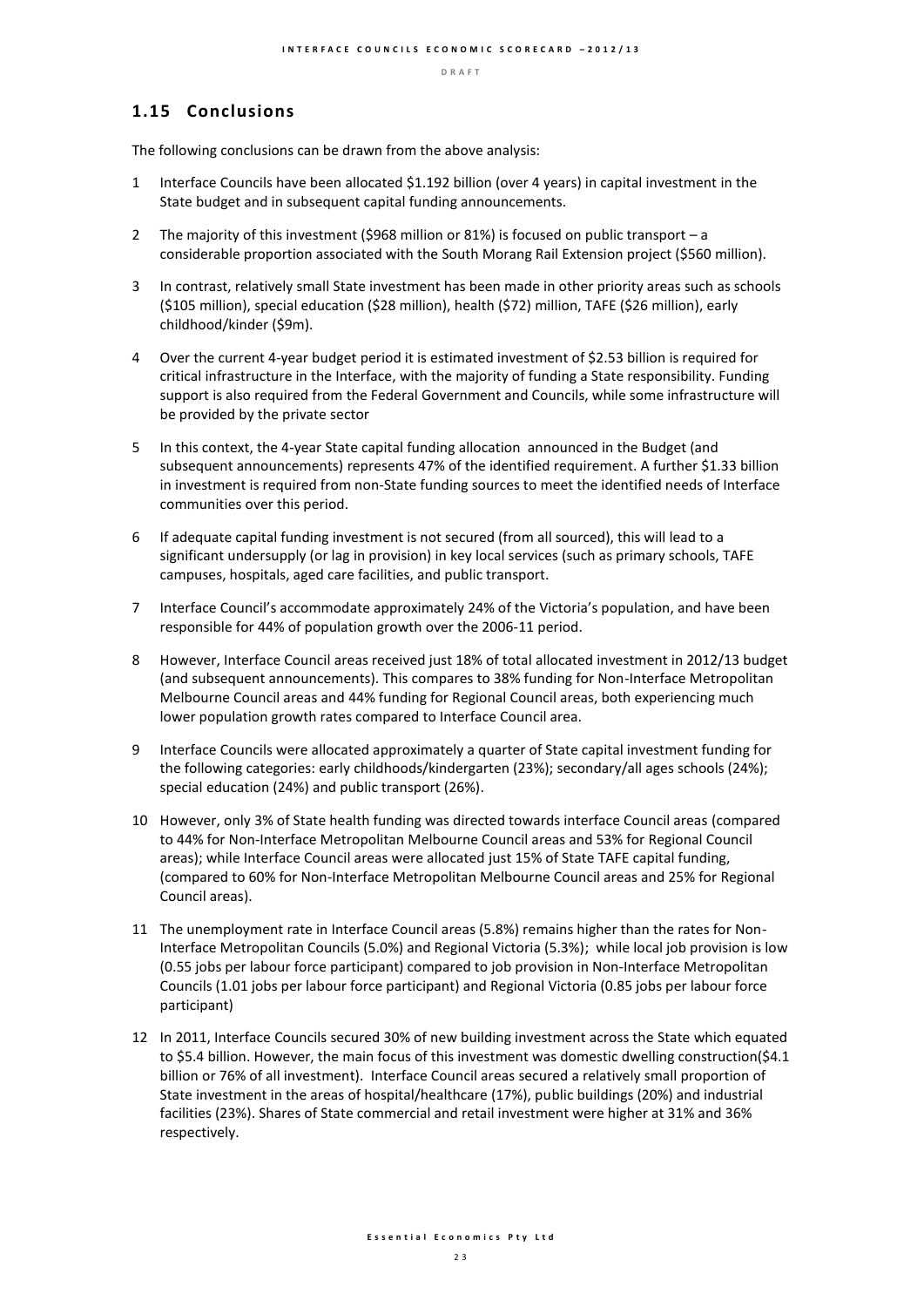## 1.15 Conclusions

The following conclusions can be drawn from the above analysis:

1. Interface Councils have been allocated \$1.192 billion (over 4 years) in capital investment in the State budget and in subsequent capital funding announcements.

2. The majority of this investment (\$968 million or 81%) is focused on public transport – a considerable proportion associated with the South Morang Rail Extension project (\$560 million).

3. In contrast, relatively small State investment has been made in other priority areas such as schools (\$105 million), special education (\$28 million), health (\$72) million, TAFE (\$26 million), early childhood/kinder (\$9m).

4. Over the current 4-year budget period it is estimated investment of \$2.53 billion is required for critical infrastructure in the Interface, with the majority of funding a State responsibility. Funding support is also required from the Federal Government and Councils, while some infrastructure will be provided by the private sector

5. In this context, the 4-year State capital funding allocation announced in the Budget (and subsequent announcements) represents 47% of the identified requirement. A further \$1.33 billion in investment is required from non-State funding sources to meet the identified needs of Interface communities over this period.

6. If adequate capital funding investment is not secured (from all sourced), this will lead to a significant undersupply (or lag in provision) in key local services (such as primary schools, TAFE campuses, hospitals, aged care facilities, and public transport.

7. Interface Council's accommodate approximately 24% of the Victoria's population, and have been responsible for 44% of population growth over the 2006-11 period.

8. However, Interface Council areas received just 18% of total allocated investment in 2012/13 budget (and subsequent announcements). This compares to 38% funding for Non-Interface Metropolitan Melbourne Council areas and 44% funding for Regional Council areas, both experiencing much lower population growth rates compared to Interface Council area.

9. Interface Councils were allocated approximately a quarter of State capital investment funding for the following categories: early childhoods/kindergarten (23%); secondary/all ages schools (24%); special education (24%) and public transport (26%).

10. However, only 3% of State health funding was directed towards interface Council areas (compared to 44% for Non-Interface Metropolitan Melbourne Council areas and 53% for Regional Council areas); while Interface Council areas were allocated just 15% of State TAFE capital funding, (compared to 60% for Non-Interface Metropolitan Melbourne Council areas and 25% for Regional Council areas).

11. The unemployment rate in Interface Council areas (5.8%) remains higher than the rates for Non-Interface Metropolitan Councils (5.0%) and Regional Victoria (5.3%); while local job provision is low (0.55 jobs per labour force participant) compared to job provision in Non-Interface Metropolitan Councils (1.01 jobs per labour force participant) and Regional Victoria (0.85 jobs per labour force participant)

12. In 2011, Interface Councils secured 30% of new building investment across the State which equated to \$5.4 billion. However, the main focus of this investment was domestic dwelling construction(\$4.1 billion or 76% of all investment). Interface Council areas secured a relatively small proportion of State investment in the areas of hospital/healthcare (17%), public buildings (20%) and industrial facilities (23%). Shares of State commercial and retail investment were higher at 31% and 36% respectively.